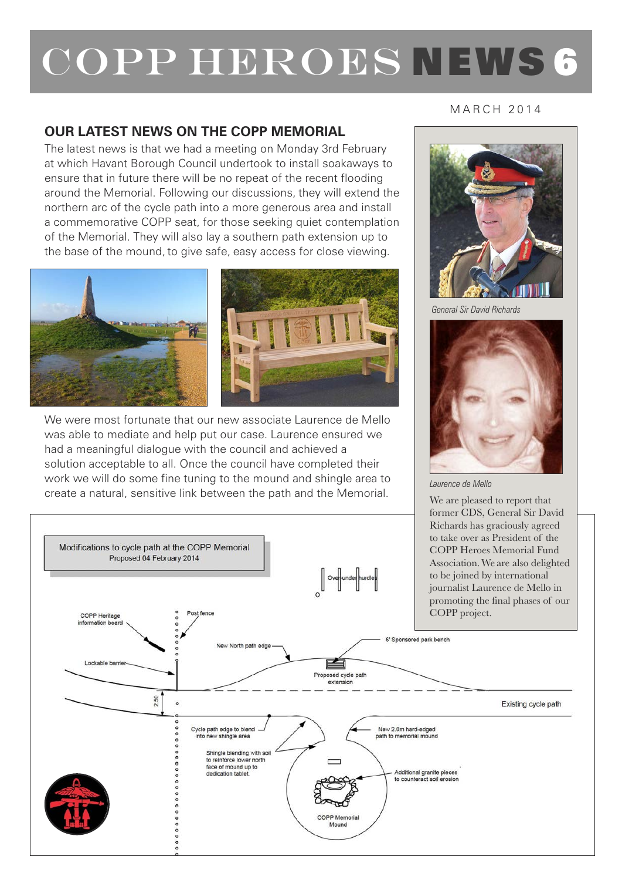# COPP HEROES NEWS 6

MARCH 2014

## OUR LATEST NEWS ON THE COPP MEMORIAL

The latest news is that we had a meeting on Monday 3rd February at which Havant Borough Council undertook to install soakaways to ensure that in future there will be no repeat of the recent flooding around the Memorial. Following our discussions, they will extend the northern arc of the cycle path into a more generous area and install a commemorative COPP seat, for those seeking quiet contemplation of the Memorial. They will also lay a southern path extension up to the base of the mound, to give safe, easy access for close viewing.

We were most fortunate that our new associate Laurence de Mello was able to mediate and help put our case. Laurence ensured we had a meaningful dialogue with the council and achieved a solution acceptable to all. Once the council have completed their work we will do some fine tuning to the mound and shingle area to create a natural, sensitive link between the path and the Memorial.

*General Sir David Richards*

*Laurence de Mello*

We are pleased to report that former CDS, General Sir David Richards has graciously agreed to take over as President of the COPP Heroes Memorial Fund Association. We are also delighted to be joined by international journalist Laurence de Mello in promoting the final phases of our COPP project.

Modifications to cycle path at the COPP Memorial
Proposed 04 February 2014

Over-under hurdles

COPP Heritage information board

Post fence

New North path edge

6' Sponsored park bench

Lockable barrier

Proposed cycle path extension

2.50

Existing cycle path

Cycle path edge to blend into new shingle area

New 2.0m hard-edged path to memorial mound

Shingle blending with soil to reinforce lower north face of mound up to dedication tablet.

Additional granite pieces to counteract soil erosion

COPP Memorial Mound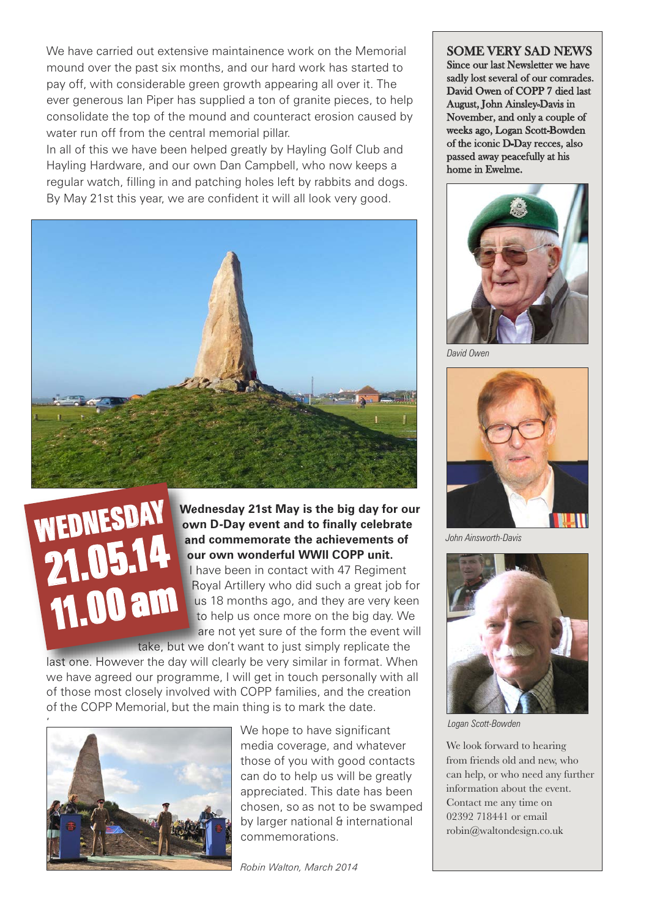We have carried out extensive maintainence work on the Memorial mound over the past six months, and our hard work has started to pay off, with considerable green growth appearing all over it. The ever generous Ian Piper has supplied a ton of granite pieces, to help consolidate the top of the mound and counteract erosion caused by water run off from the central memorial pillar.

In all of this we have been helped greatly by Hayling Golf Club and Hayling Hardware, and our own Dan Campbell, who now keeps a regular watch, filling in and patching holes left by rabbits and dogs. By May 21st this year, we are confident it will all look very good.

**WEDNESDAY 21.05.14 11.00 am**

**Wednesday 21st May is the big day for our own D-Day event and to finally celebrate and commemorate the achievements of our own wonderful WWII COPP unit.**

I have been in contact with 47 Regiment Royal Artillery who did such a great job for us 18 months ago, and they are very keen to help us once more on the big day. We are not yet sure of the form the event will take, but we don't want to just simply replicate the last one. However the day will clearly be very similar in format. When we have agreed our programme, I will get in touch personally with all of those most closely involved with COPP families, and the creation of the COPP Memorial, but the main thing is to mark the date.

We hope to have significant media coverage, and whatever those of you with good contacts can do to help us will be greatly appreciated. This date has been chosen, so as not to be swamped by larger national & international commemorations.

*Robin Walton, March 2014*

## SOME VERY SAD NEWS

**Since our last Newsletter we have sadly lost several of our comrades. David Owen of COPP 7 died last August, John Ainsley-Davis in November, and only a couple of weeks ago, Logan Scott-Bowden of the iconic D-Day recces, also passed away peacefully at his home in Ewelme.**

*David Owen*

*John Ainsworth-Davis*

*Logan Scott-Bowden*

We look forward to hearing from friends old and new, who can help, or who need any further information about the event. Contact me any time on 02392 718441 or email robin@waltondesign.co.uk